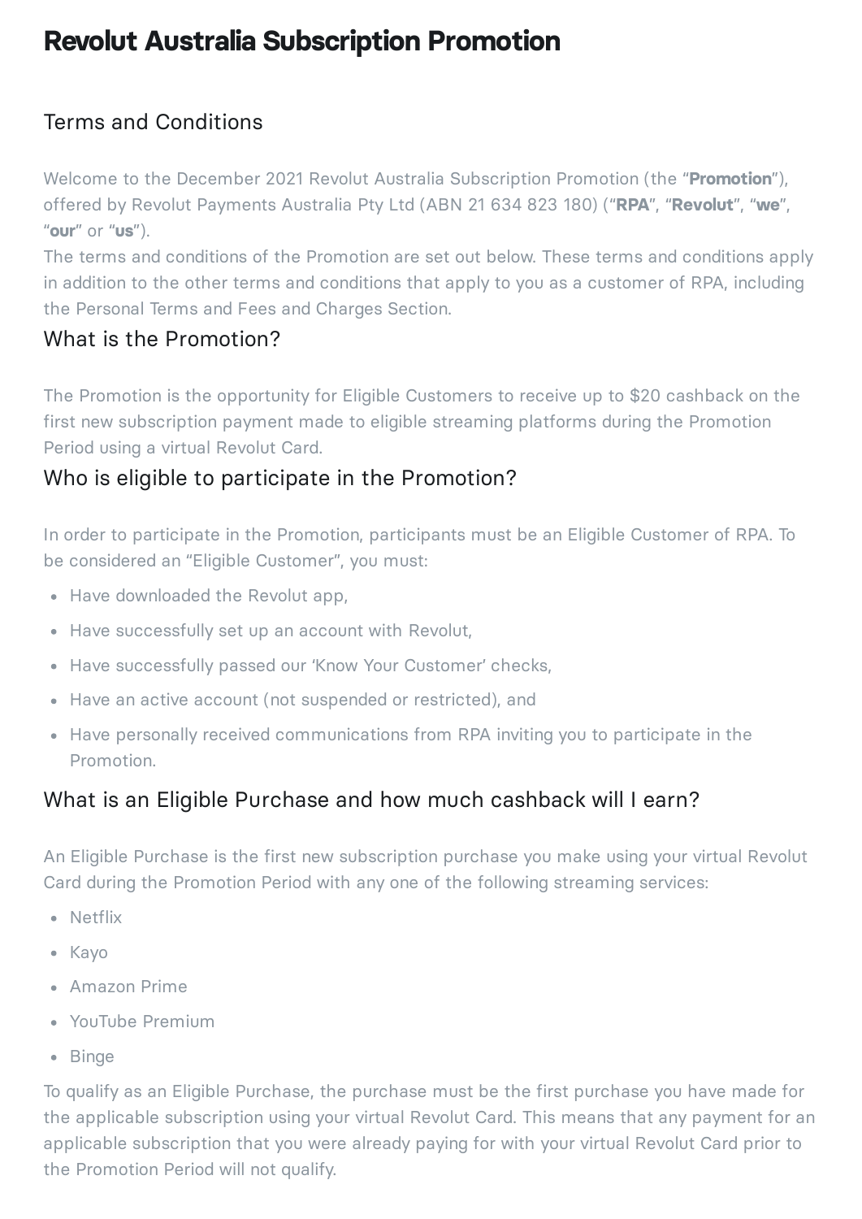# Revolut Australia Subscription Promotion

## Terms and Conditions

Welcome to the December 2021 Revolut Australia Subscription Promotion (the "**Promotion**"), offered by Revolut Payments Australia Pty Ltd (ABN 21 634 823 180) ("**RPA**", "**Revolut**", "**we**", "**our**" or "**us**").

The terms and conditions of the Promotion are set out below. These terms and conditions apply in addition to the other terms and conditions that apply to you as a customer of RPA, including the Personal Terms and Fees and Charges Section.

## What is the Promotion?

The Promotion is the opportunity for Eligible Customers to receive up to $20 cashback on the first new subscription payment made to eligible streaming platforms during the Promotion Period using a virtual Revolut Card.

## Who is eligible to participate in the Promotion?

In order to participate in the Promotion, participants must be an Eligible Customer of RPA. To be considered an "Eligible Customer", you must:

- Have downloaded the Revolut app,
- Have successfully set up an account with Revolut,
- Have successfully passed our 'Know Your Customer' checks,
- Have an active account (not suspended or restricted), and
- Have personally received communications from RPA inviting you to participate in the Promotion.

## What is an Eligible Purchase and how much cashback will I earn?

An Eligible Purchase is the first new subscription purchase you make using your virtual Revolut Card during the Promotion Period with any one of the following streaming services:

- Netflix
- Kayo
- Amazon Prime
- YouTube Premium
- Binge

To qualify as an Eligible Purchase, the purchase must be the first purchase you have made for the applicable subscription using your virtual Revolut Card. This means that any payment for an applicable subscription that you were already paying for with your virtual Revolut Card prior to the Promotion Period will not qualify.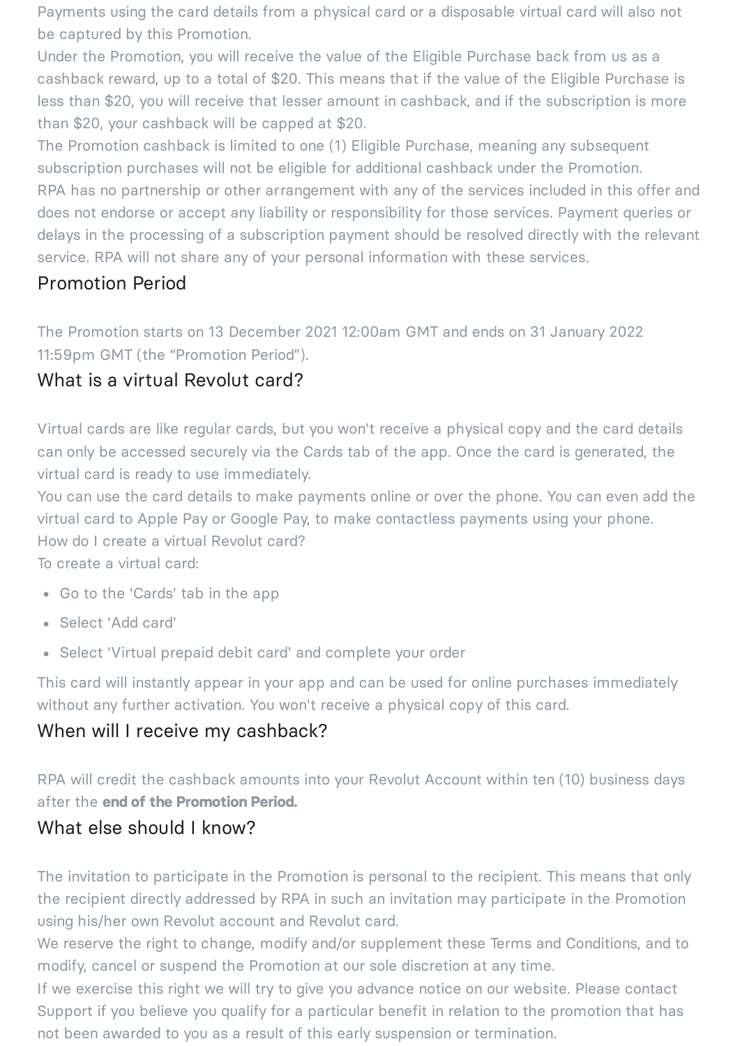Payments using the card details from a physical card or a disposable virtual card will also not be captured by this Promotion.

Under the Promotion, you will receive the value of the Eligible Purchase back from us as a cashback reward, up to a total of $20. This means that if the value of the Eligible Purchase is less than $20, you will receive that lesser amount in cashback, and if the subscription is more than $20, your cashback will be capped at $20.

The Promotion cashback is limited to one (1) Eligible Purchase, meaning any subsequent subscription purchases will not be eligible for additional cashback under the Promotion.

RPA has no partnership or other arrangement with any of the services included in this offer and does not endorse or accept any liability or responsibility for those services. Payment queries or delays in the processing of a subscription payment should be resolved directly with the relevant service. RPA will not share any of your personal information with these services.

## Promotion Period

The Promotion starts on 13 December 2021 12:00am GMT and ends on 31 January 2022 11:59pm GMT (the "Promotion Period").

## What is a virtual Revolut card?

Virtual cards are like regular cards, but you won't receive a physical copy and the card details can only be accessed securely via the Cards tab of the app. Once the card is generated, the virtual card is ready to use immediately.

You can use the card details to make payments online or over the phone. You can even add the virtual card to Apple Pay or Google Pay, to make contactless payments using your phone.

How do I create a virtual Revolut card?

To create a virtual card:

- Go to the 'Cards' tab in the app
- Select 'Add card'
- Select 'Virtual prepaid debit card' and complete your order

This card will instantly appear in your app and can be used for online purchases immediately without any further activation. You won't receive a physical copy of this card.

## When will I receive my cashback?

RPA will credit the cashback amounts into your Revolut Account within ten (10) business days after the **end of the Promotion Period.**

## What else should I know?

The invitation to participate in the Promotion is personal to the recipient. This means that only the recipient directly addressed by RPA in such an invitation may participate in the Promotion using his/her own Revolut account and Revolut card.

We reserve the right to change, modify and/or supplement these Terms and Conditions, and to modify, cancel or suspend the Promotion at our sole discretion at any time.

If we exercise this right we will try to give you advance notice on our website. Please contact Support if you believe you qualify for a particular benefit in relation to the promotion that has not been awarded to you as a result of this early suspension or termination.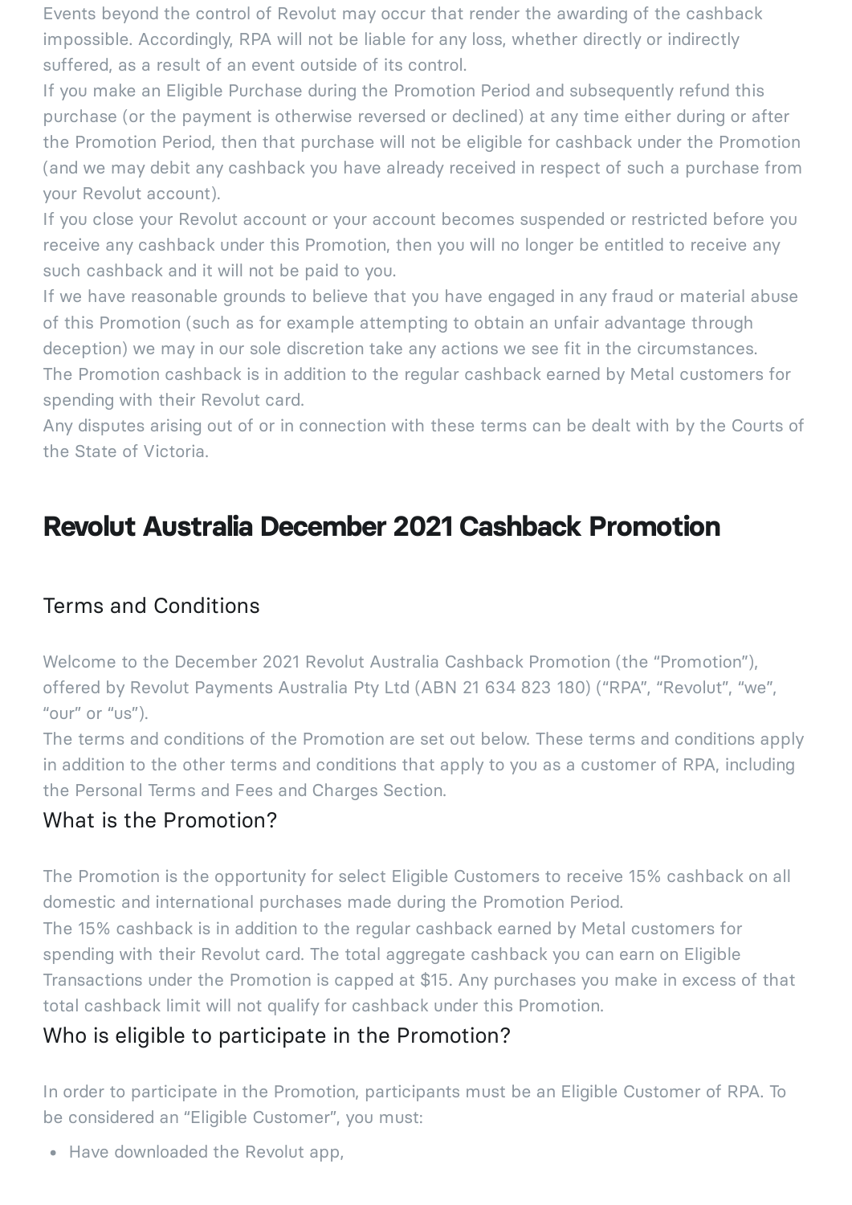Events beyond the control of Revolut may occur that render the awarding of the cashback impossible. Accordingly, RPA will not be liable for any loss, whether directly or indirectly suffered, as a result of an event outside of its control.

If you make an Eligible Purchase during the Promotion Period and subsequently refund this purchase (or the payment is otherwise reversed or declined) at any time either during or after the Promotion Period, then that purchase will not be eligible for cashback under the Promotion (and we may debit any cashback you have already received in respect of such a purchase from your Revolut account).

If you close your Revolut account or your account becomes suspended or restricted before you receive any cashback under this Promotion, then you will no longer be entitled to receive any such cashback and it will not be paid to you.

If we have reasonable grounds to believe that you have engaged in any fraud or material abuse of this Promotion (such as for example attempting to obtain an unfair advantage through deception) we may in our sole discretion take any actions we see fit in the circumstances.

The Promotion cashback is in addition to the regular cashback earned by Metal customers for spending with their Revolut card.

Any disputes arising out of or in connection with these terms can be dealt with by the Courts of the State of Victoria.

# Revolut Australia December 2021 Cashback Promotion

## Terms and Conditions

Welcome to the December 2021 Revolut Australia Cashback Promotion (the "Promotion"), offered by Revolut Payments Australia Pty Ltd (ABN 21 634 823 180) ("RPA", "Revolut", "we", "our" or "us").

The terms and conditions of the Promotion are set out below. These terms and conditions apply in addition to the other terms and conditions that apply to you as a customer of RPA, including the Personal Terms and Fees and Charges Section.

## What is the Promotion?

The Promotion is the opportunity for select Eligible Customers to receive 15% cashback on all domestic and international purchases made during the Promotion Period.

The 15% cashback is in addition to the regular cashback earned by Metal customers for spending with their Revolut card. The total aggregate cashback you can earn on Eligible Transactions under the Promotion is capped at $15. Any purchases you make in excess of that total cashback limit will not qualify for cashback under this Promotion.

## Who is eligible to participate in the Promotion?

In order to participate in the Promotion, participants must be an Eligible Customer of RPA. To be considered an "Eligible Customer", you must:

- Have downloaded the Revolut app,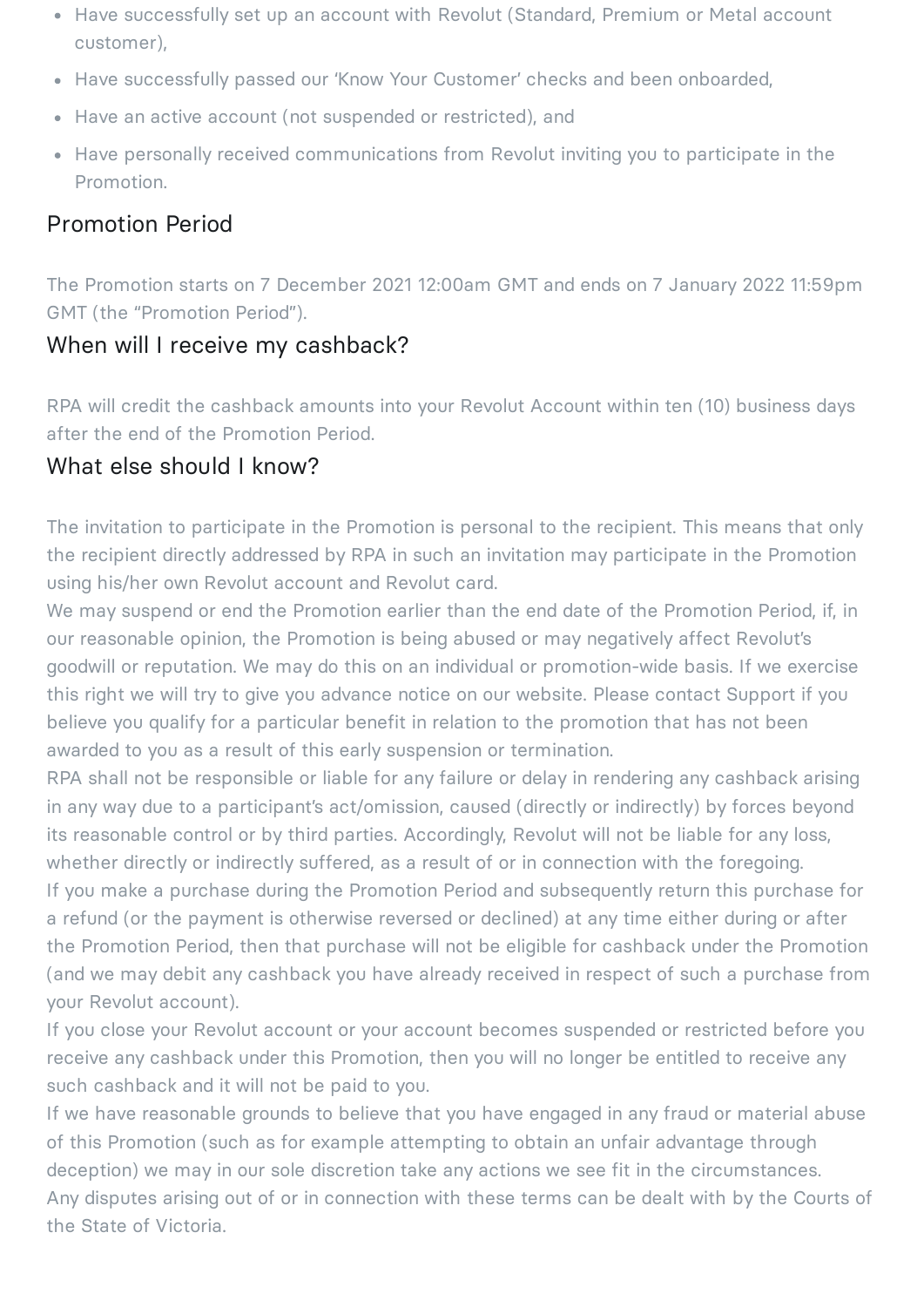- Have successfully set up an account with Revolut (Standard, Premium or Metal account customer),
- Have successfully passed our 'Know Your Customer' checks and been onboarded,
- Have an active account (not suspended or restricted), and
- Have personally received communications from Revolut inviting you to participate in the Promotion.

## Promotion Period

The Promotion starts on 7 December 2021 12:00am GMT and ends on 7 January 2022 11:59pm GMT (the "Promotion Period").

## When will I receive my cashback?

RPA will credit the cashback amounts into your Revolut Account within ten (10) business days after the end of the Promotion Period.

## What else should I know?

The invitation to participate in the Promotion is personal to the recipient. This means that only the recipient directly addressed by RPA in such an invitation may participate in the Promotion using his/her own Revolut account and Revolut card.

We may suspend or end the Promotion earlier than the end date of the Promotion Period, if, in our reasonable opinion, the Promotion is being abused or may negatively affect Revolut's goodwill or reputation. We may do this on an individual or promotion-wide basis. If we exercise this right we will try to give you advance notice on our website. Please contact Support if you believe you qualify for a particular benefit in relation to the promotion that has not been awarded to you as a result of this early suspension or termination.

RPA shall not be responsible or liable for any failure or delay in rendering any cashback arising in any way due to a participant's act/omission, caused (directly or indirectly) by forces beyond its reasonable control or by third parties. Accordingly, Revolut will not be liable for any loss, whether directly or indirectly suffered, as a result of or in connection with the foregoing.

If you make a purchase during the Promotion Period and subsequently return this purchase for a refund (or the payment is otherwise reversed or declined) at any time either during or after the Promotion Period, then that purchase will not be eligible for cashback under the Promotion (and we may debit any cashback you have already received in respect of such a purchase from your Revolut account).

If you close your Revolut account or your account becomes suspended or restricted before you receive any cashback under this Promotion, then you will no longer be entitled to receive any such cashback and it will not be paid to you.

If we have reasonable grounds to believe that you have engaged in any fraud or material abuse of this Promotion (such as for example attempting to obtain an unfair advantage through deception) we may in our sole discretion take any actions we see fit in the circumstances.

Any disputes arising out of or in connection with these terms can be dealt with by the Courts of the State of Victoria.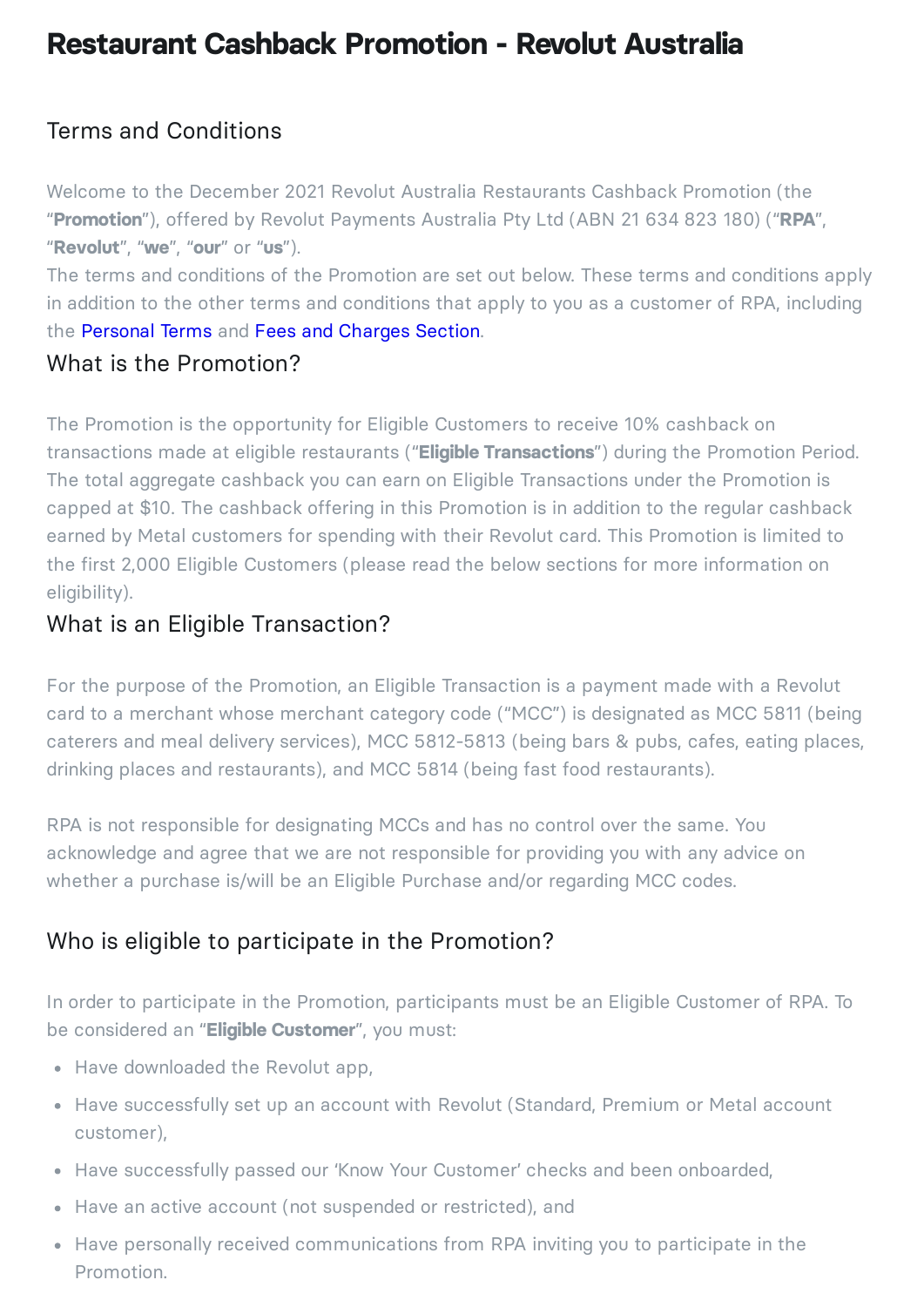# Restaurant Cashback Promotion - Revolut Australia

## Terms and Conditions

Welcome to the December 2021 Revolut Australia Restaurants Cashback Promotion (the "**Promotion**"), offered by Revolut Payments Australia Pty Ltd (ABN 21 634 823 180) ("**RPA**", "**Revolut**", "**we**", "**our**" or "**us**").

The terms and conditions of the Promotion are set out below. These terms and conditions apply in addition to the other terms and conditions that apply to you as a customer of RPA, including the Personal Terms and Fees and Charges Section.

## What is the Promotion?

The Promotion is the opportunity for Eligible Customers to receive 10% cashback on transactions made at eligible restaurants ("**Eligible Transactions**") during the Promotion Period. The total aggregate cashback you can earn on Eligible Transactions under the Promotion is capped at $10. The cashback offering in this Promotion is in addition to the regular cashback earned by Metal customers for spending with their Revolut card. This Promotion is limited to the first 2,000 Eligible Customers (please read the below sections for more information on eligibility).

## What is an Eligible Transaction?

For the purpose of the Promotion, an Eligible Transaction is a payment made with a Revolut card to a merchant whose merchant category code ("MCC") is designated as MCC 5811 (being caterers and meal delivery services), MCC 5812-5813 (being bars & pubs, cafes, eating places, drinking places and restaurants), and MCC 5814 (being fast food restaurants).

RPA is not responsible for designating MCCs and has no control over the same. You acknowledge and agree that we are not responsible for providing you with any advice on whether a purchase is/will be an Eligible Purchase and/or regarding MCC codes.

## Who is eligible to participate in the Promotion?

In order to participate in the Promotion, participants must be an Eligible Customer of RPA. To be considered an "**Eligible Customer**", you must:

- Have downloaded the Revolut app,
- Have successfully set up an account with Revolut (Standard, Premium or Metal account customer),
- Have successfully passed our 'Know Your Customer' checks and been onboarded,
- Have an active account (not suspended or restricted), and
- Have personally received communications from RPA inviting you to participate in the Promotion.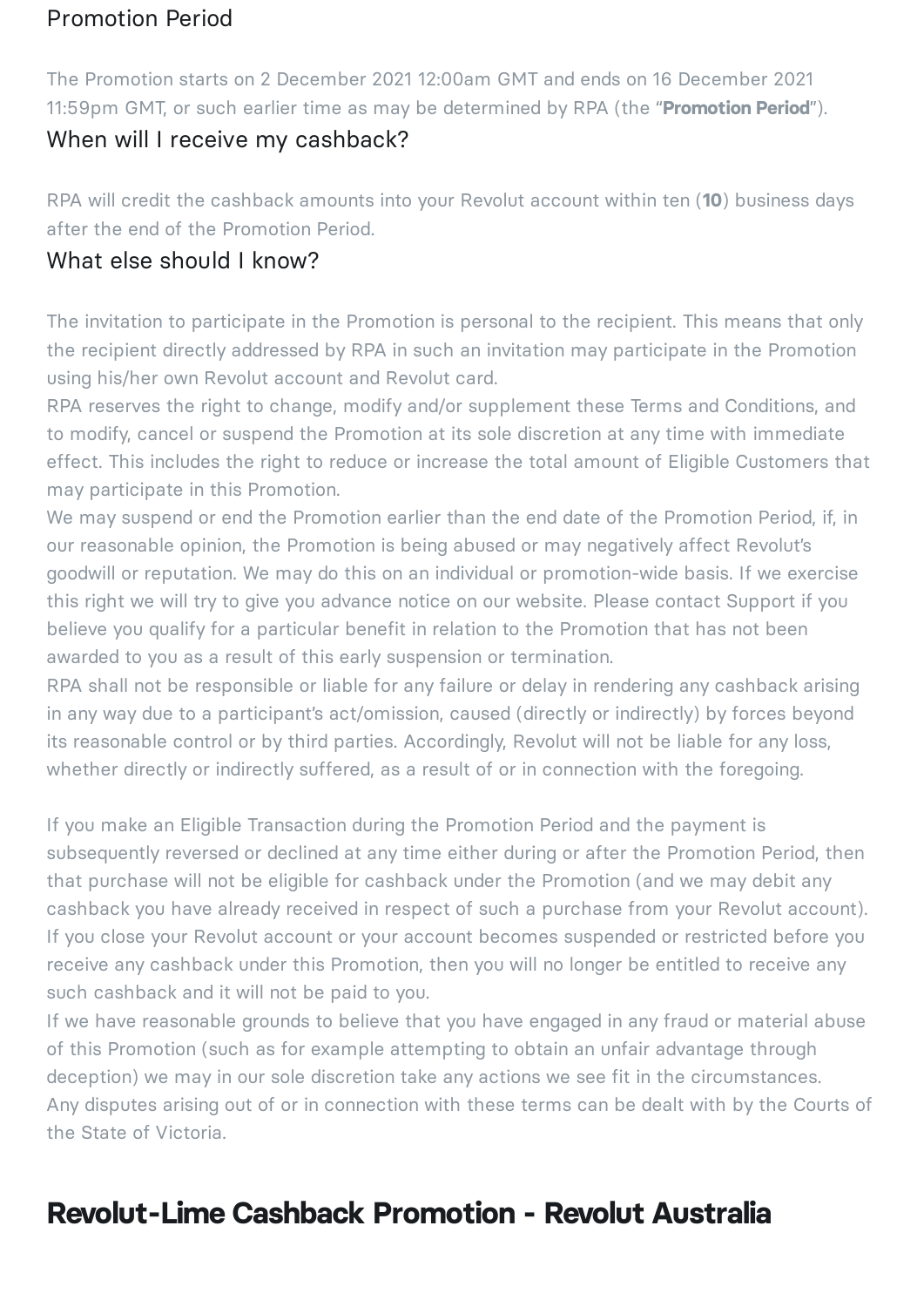### Promotion Period

The Promotion starts on 2 December 2021 12:00am GMT and ends on 16 December 2021 11:59pm GMT, or such earlier time as may be determined by RPA (the "**Promotion Period**").

### When will I receive my cashback?

RPA will credit the cashback amounts into your Revolut account within ten (**10**) business days after the end of the Promotion Period.

### What else should I know?

The invitation to participate in the Promotion is personal to the recipient. This means that only the recipient directly addressed by RPA in such an invitation may participate in the Promotion using his/her own Revolut account and Revolut card.

RPA reserves the right to change, modify and/or supplement these Terms and Conditions, and to modify, cancel or suspend the Promotion at its sole discretion at any time with immediate effect. This includes the right to reduce or increase the total amount of Eligible Customers that may participate in this Promotion.

We may suspend or end the Promotion earlier than the end date of the Promotion Period, if, in our reasonable opinion, the Promotion is being abused or may negatively affect Revolut's goodwill or reputation. We may do this on an individual or promotion-wide basis. If we exercise this right we will try to give you advance notice on our website. Please contact Support if you believe you qualify for a particular benefit in relation to the Promotion that has not been awarded to you as a result of this early suspension or termination.

RPA shall not be responsible or liable for any failure or delay in rendering any cashback arising in any way due to a participant's act/omission, caused (directly or indirectly) by forces beyond its reasonable control or by third parties. Accordingly, Revolut will not be liable for any loss, whether directly or indirectly suffered, as a result of or in connection with the foregoing.

If you make an Eligible Transaction during the Promotion Period and the payment is subsequently reversed or declined at any time either during or after the Promotion Period, then that purchase will not be eligible for cashback under the Promotion (and we may debit any cashback you have already received in respect of such a purchase from your Revolut account).

If you close your Revolut account or your account becomes suspended or restricted before you receive any cashback under this Promotion, then you will no longer be entitled to receive any such cashback and it will not be paid to you.

If we have reasonable grounds to believe that you have engaged in any fraud or material abuse of this Promotion (such as for example attempting to obtain an unfair advantage through deception) we may in our sole discretion take any actions we see fit in the circumstances.

Any disputes arising out of or in connection with these terms can be dealt with by the Courts of the State of Victoria.

## Revolut-Lime Cashback Promotion - Revolut Australia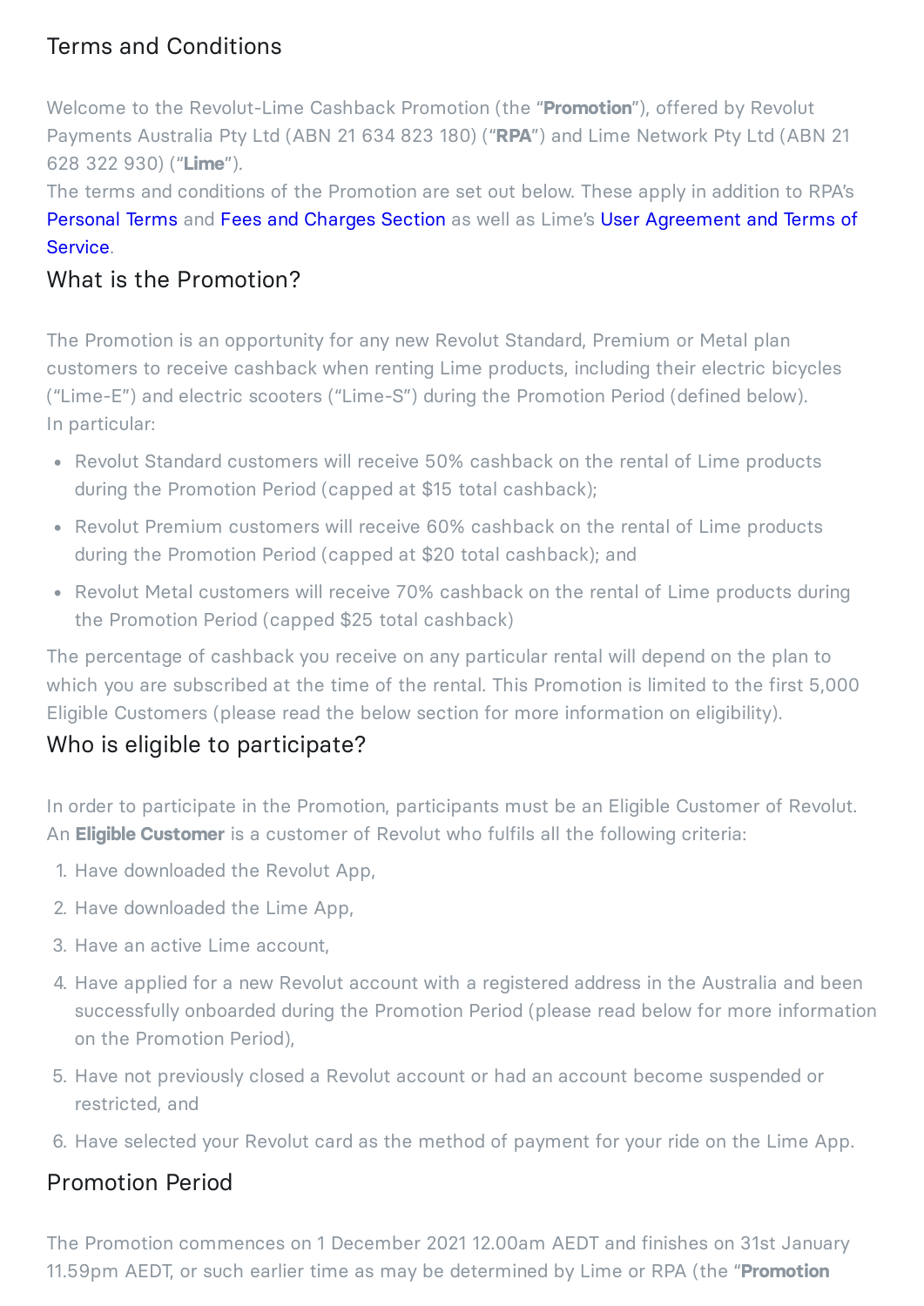## Terms and Conditions

Welcome to the Revolut-Lime Cashback Promotion (the "**Promotion**"), offered by Revolut Payments Australia Pty Ltd (ABN 21 634 823 180) ("**RPA**") and Lime Network Pty Ltd (ABN 21 628 322 930) ("**Lime**").

The terms and conditions of the Promotion are set out below. These apply in addition to RPA's Personal Terms and Fees and Charges Section as well as Lime's User Agreement and Terms of Service.

## What is the Promotion?

The Promotion is an opportunity for any new Revolut Standard, Premium or Metal plan customers to receive cashback when renting Lime products, including their electric bicycles ("Lime-E") and electric scooters ("Lime-S") during the Promotion Period (defined below).

In particular:

- Revolut Standard customers will receive 50% cashback on the rental of Lime products during the Promotion Period (capped at $15 total cashback);
- Revolut Premium customers will receive 60% cashback on the rental of Lime products during the Promotion Period (capped at $20 total cashback); and
- Revolut Metal customers will receive 70% cashback on the rental of Lime products during the Promotion Period (capped $25 total cashback)

The percentage of cashback you receive on any particular rental will depend on the plan to which you are subscribed at the time of the rental. This Promotion is limited to the first 5,000 Eligible Customers (please read the below section for more information on eligibility).

## Who is eligible to participate?

In order to participate in the Promotion, participants must be an Eligible Customer of Revolut. An **Eligible Customer** is a customer of Revolut who fulfils all the following criteria:

1. Have downloaded the Revolut App,
2. Have downloaded the Lime App,
3. Have an active Lime account,
4. Have applied for a new Revolut account with a registered address in the Australia and been successfully onboarded during the Promotion Period (please read below for more information on the Promotion Period),
5. Have not previously closed a Revolut account or had an account become suspended or restricted, and
6. Have selected your Revolut card as the method of payment for your ride on the Lime App.

## Promotion Period

The Promotion commences on 1 December 2021 12.00am AEDT and finishes on 31st January 11.59pm AEDT, or such earlier time as may be determined by Lime or RPA (the "**Promotion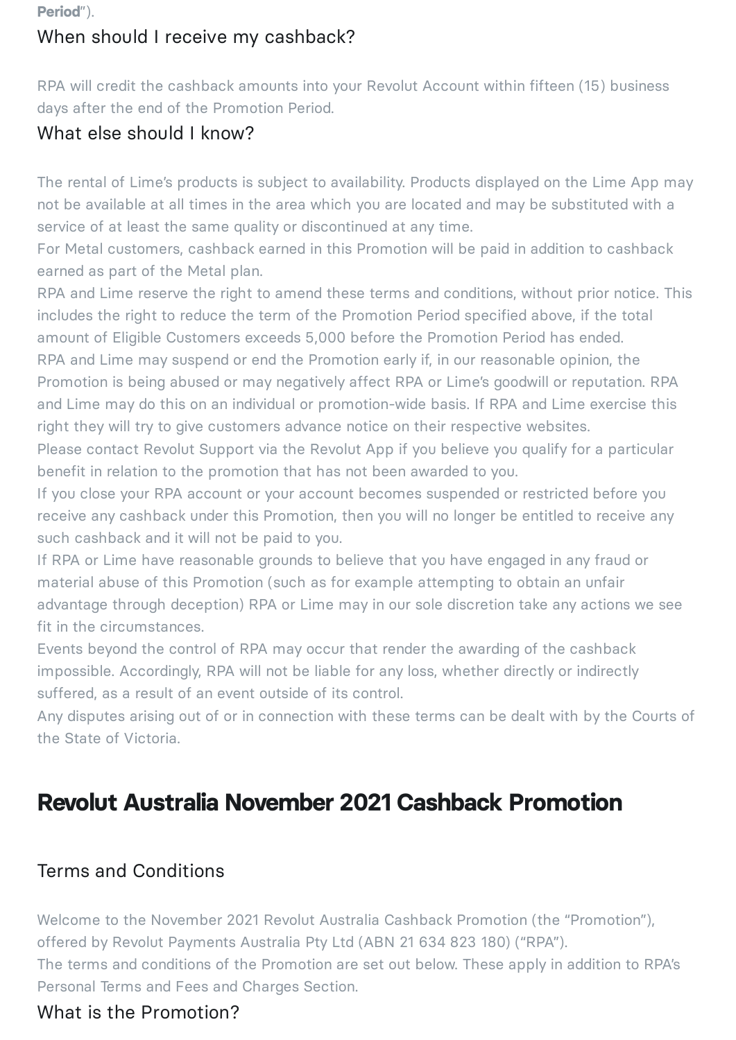**Period**").

### When should I receive my cashback?

RPA will credit the cashback amounts into your Revolut Account within fifteen (15) business days after the end of the Promotion Period.

### What else should I know?

The rental of Lime's products is subject to availability. Products displayed on the Lime App may not be available at all times in the area which you are located and may be substituted with a service of at least the same quality or discontinued at any time.

For Metal customers, cashback earned in this Promotion will be paid in addition to cashback earned as part of the Metal plan.

RPA and Lime reserve the right to amend these terms and conditions, without prior notice. This includes the right to reduce the term of the Promotion Period specified above, if the total amount of Eligible Customers exceeds 5,000 before the Promotion Period has ended.

RPA and Lime may suspend or end the Promotion early if, in our reasonable opinion, the Promotion is being abused or may negatively affect RPA or Lime's goodwill or reputation. RPA and Lime may do this on an individual or promotion-wide basis. If RPA and Lime exercise this right they will try to give customers advance notice on their respective websites.

Please contact Revolut Support via the Revolut App if you believe you qualify for a particular benefit in relation to the promotion that has not been awarded to you.

If you close your RPA account or your account becomes suspended or restricted before you receive any cashback under this Promotion, then you will no longer be entitled to receive any such cashback and it will not be paid to you.

If RPA or Lime have reasonable grounds to believe that you have engaged in any fraud or material abuse of this Promotion (such as for example attempting to obtain an unfair advantage through deception) RPA or Lime may in our sole discretion take any actions we see fit in the circumstances.

Events beyond the control of RPA may occur that render the awarding of the cashback impossible. Accordingly, RPA will not be liable for any loss, whether directly or indirectly suffered, as a result of an event outside of its control.

Any disputes arising out of or in connection with these terms can be dealt with by the Courts of the State of Victoria.

## Revolut Australia November 2021 Cashback Promotion

### Terms and Conditions

Welcome to the November 2021 Revolut Australia Cashback Promotion (the "Promotion"), offered by Revolut Payments Australia Pty Ltd (ABN 21 634 823 180) ("RPA").

The terms and conditions of the Promotion are set out below. These apply in addition to RPA's Personal Terms and Fees and Charges Section.

### What is the Promotion?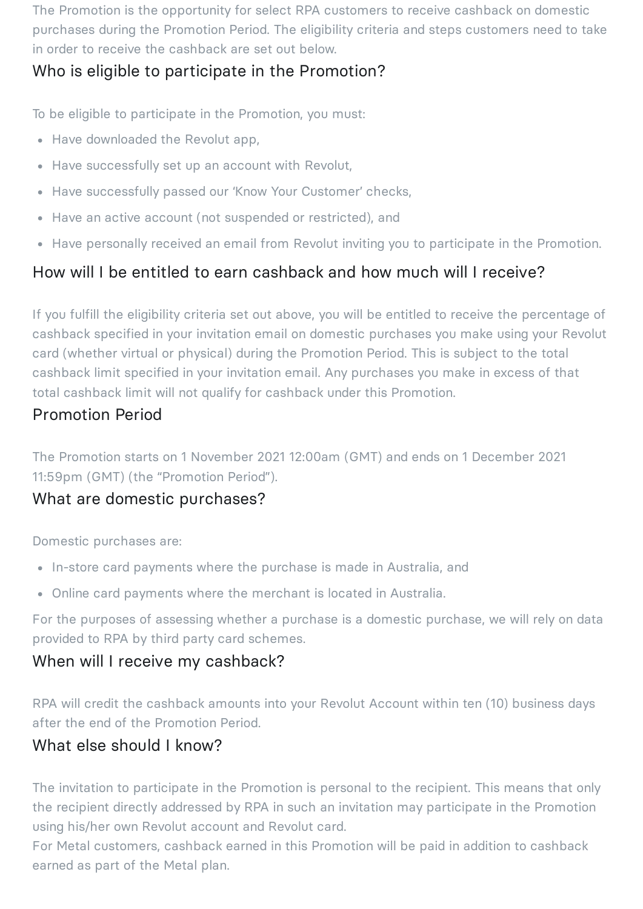The Promotion is the opportunity for select RPA customers to receive cashback on domestic purchases during the Promotion Period. The eligibility criteria and steps customers need to take in order to receive the cashback are set out below.

## Who is eligible to participate in the Promotion?

To be eligible to participate in the Promotion, you must:

- Have downloaded the Revolut app,
- Have successfully set up an account with Revolut,
- Have successfully passed our 'Know Your Customer' checks,
- Have an active account (not suspended or restricted), and
- Have personally received an email from Revolut inviting you to participate in the Promotion.

## How will I be entitled to earn cashback and how much will I receive?

If you fulfill the eligibility criteria set out above, you will be entitled to receive the percentage of cashback specified in your invitation email on domestic purchases you make using your Revolut card (whether virtual or physical) during the Promotion Period. This is subject to the total cashback limit specified in your invitation email. Any purchases you make in excess of that total cashback limit will not qualify for cashback under this Promotion.

## Promotion Period

The Promotion starts on 1 November 2021 12:00am (GMT) and ends on 1 December 2021 11:59pm (GMT) (the "Promotion Period").

## What are domestic purchases?

Domestic purchases are:

- In-store card payments where the purchase is made in Australia, and
- Online card payments where the merchant is located in Australia.

For the purposes of assessing whether a purchase is a domestic purchase, we will rely on data provided to RPA by third party card schemes.

## When will I receive my cashback?

RPA will credit the cashback amounts into your Revolut Account within ten (10) business days after the end of the Promotion Period.

## What else should I know?

The invitation to participate in the Promotion is personal to the recipient. This means that only the recipient directly addressed by RPA in such an invitation may participate in the Promotion using his/her own Revolut account and Revolut card.
For Metal customers, cashback earned in this Promotion will be paid in addition to cashback earned as part of the Metal plan.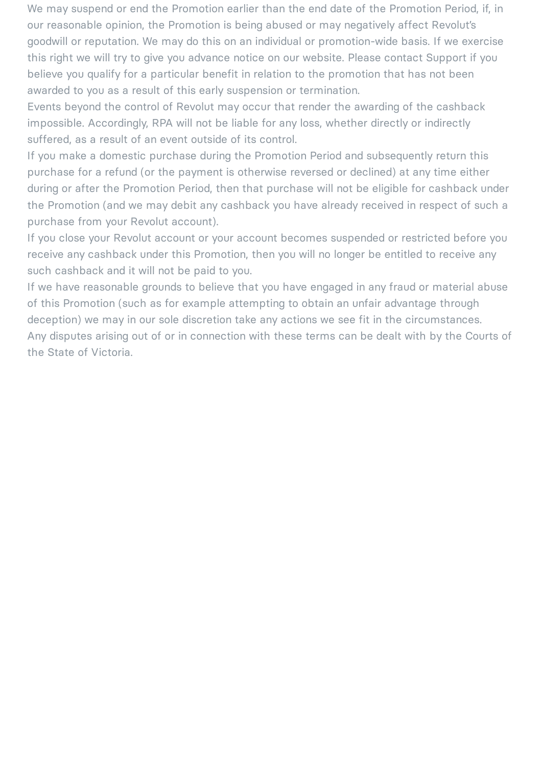We may suspend or end the Promotion earlier than the end date of the Promotion Period, if, in our reasonable opinion, the Promotion is being abused or may negatively affect Revolut's goodwill or reputation. We may do this on an individual or promotion-wide basis. If we exercise this right we will try to give you advance notice on our website. Please contact Support if you believe you qualify for a particular benefit in relation to the promotion that has not been awarded to you as a result of this early suspension or termination.

Events beyond the control of Revolut may occur that render the awarding of the cashback impossible. Accordingly, RPA will not be liable for any loss, whether directly or indirectly suffered, as a result of an event outside of its control.

If you make a domestic purchase during the Promotion Period and subsequently return this purchase for a refund (or the payment is otherwise reversed or declined) at any time either during or after the Promotion Period, then that purchase will not be eligible for cashback under the Promotion (and we may debit any cashback you have already received in respect of such a purchase from your Revolut account).

If you close your Revolut account or your account becomes suspended or restricted before you receive any cashback under this Promotion, then you will no longer be entitled to receive any such cashback and it will not be paid to you.

If we have reasonable grounds to believe that you have engaged in any fraud or material abuse of this Promotion (such as for example attempting to obtain an unfair advantage through deception) we may in our sole discretion take any actions we see fit in the circumstances.

Any disputes arising out of or in connection with these terms can be dealt with by the Courts of the State of Victoria.